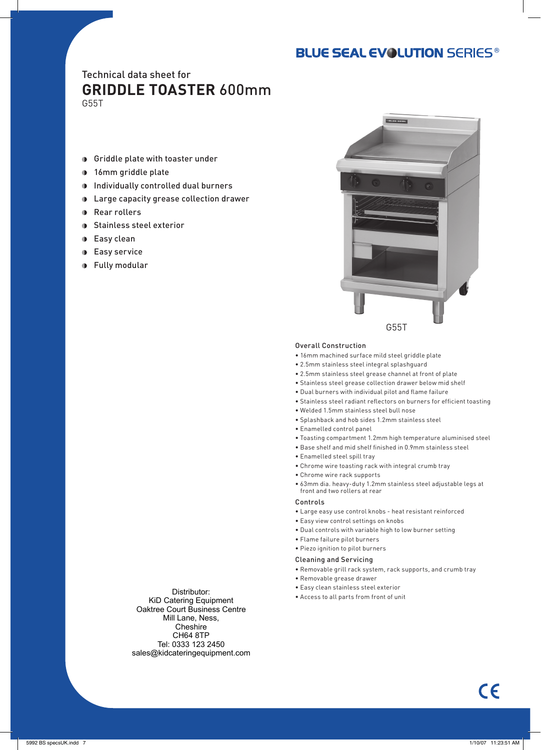BLUE SEAL EVOLUTION SERIES®

Technical data sheet for

# GRIDDLE TOASTER 600mm

G55T

- Griddle plate with toaster under
- 16mm griddle plate
- Individually controlled dual burners
- Large capacity grease collection drawer
- Rear rollers
- Stainless steel exterior
- Easy clean
- Easy service
- Fully modular

G55T

### Overall Construction

- 16mm machined surface mild steel griddle plate
- 2.5mm stainless steel integral splashguard
- 2.5mm stainless steel grease channel at front of plate
- Stainless steel grease collection drawer below mid shelf
- Dual burners with individual pilot and flame failure
- Stainless steel radiant reflectors on burners for efficient toasting
- Welded 1.5mm stainless steel bull nose
- Splashback and hob sides 1.2mm stainless steel
- Enamelled control panel
- Toasting compartment 1.2mm high temperature aluminised steel
- Base shelf and mid shelf finished in 0.9mm stainless steel
- Enamelled steel spill tray
- Chrome wire toasting rack with integral crumb tray
- Chrome wire rack supports
- 63mm dia. heavy-duty 1.2mm stainless steel adjustable legs at front and two rollers at rear

### Controls

- Large easy use control knobs - heat resistant reinforced
- Easy view control settings on knobs
- Dual controls with variable high to low burner setting
- Flame failure pilot burners
- Piezo ignition to pilot burners

### Cleaning and Servicing

- Removable grill rack system, rack supports, and crumb tray
- Removable grease drawer
- Easy clean stainless steel exterior
- Access to all parts from front of unit

Distributor:
KiD Catering Equipment
Oaktree Court Business Centre
Mill Lane, Ness,
Cheshire
CH64 8TP
Tel: 0333 123 2450
sales@kidcateringequipment.com

CE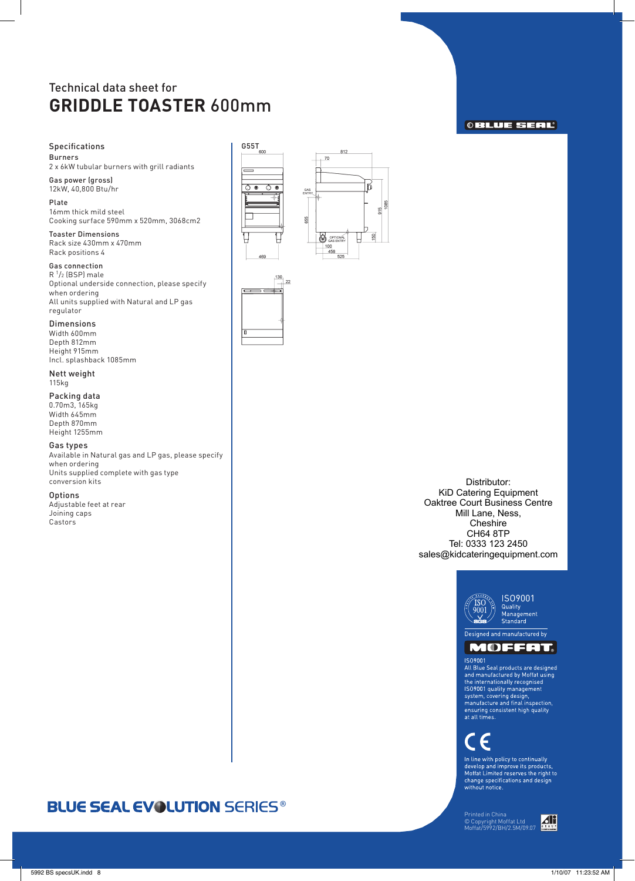Technical data sheet for

# GRIDDLE TOASTER 600mm

## Specifications

**Burners**
2 x 6kW tubular burners with grill radiants

**Gas power (gross)**
12kW, 40,800 Btu/hr

**Plate**
16mm thick mild steel
Cooking surface 590mm x 520mm, 3068cm2

**Toaster Dimensions**
Rack size 430mm x 470mm
Rack positions 4

**Gas connection**
R 1/2 (BSP) male
Optional underside connection, please specify when ordering
All units supplied with Natural and LP gas regulator

**Dimensions**
Width 600mm
Depth 812mm
Height 915mm
Incl. splashback 1085mm

**Nett weight**
115kg

**Packing data**
0.70m3, 165kg
Width 645mm
Depth 870mm
Height 1255mm

**Gas types**
Available in Natural gas and LP gas, please specify when ordering
Units supplied complete with gas type conversion kits

**Options**
Adjustable feet at rear
Joining caps
Castors

G55T

600
469
812
70
GAS ENTRY
655
OPTIONAL GAS ENTRY
100
458
525
150
915
1085
130
22

BLUE SEAL

Distributor:
KiD Catering Equipment
Oaktree Court Business Centre
Mill Lane, Ness,
Cheshire
CH64 8TP
Tel: 0333 123 2450
sales@kidcateringequipment.com

ISO9001
Quality Management Standard

Designed and manufactured by

MOFFAT

ISO9001
All Blue Seal products are designed and manufactured by Moffat using the internationally recognised ISO9001 quality management system, covering design, manufacture and final inspection, ensuring consistent high quality at all times.

CE

In line with policy to continually develop and improve its products, Moffat Limited reserves the right to change specifications and design without notice.

Printed in China
© Copyright Moffat Ltd
Moffat/5992/BH/2.5M/09.07

BLUE SEAL EVOLUTION SERIES®